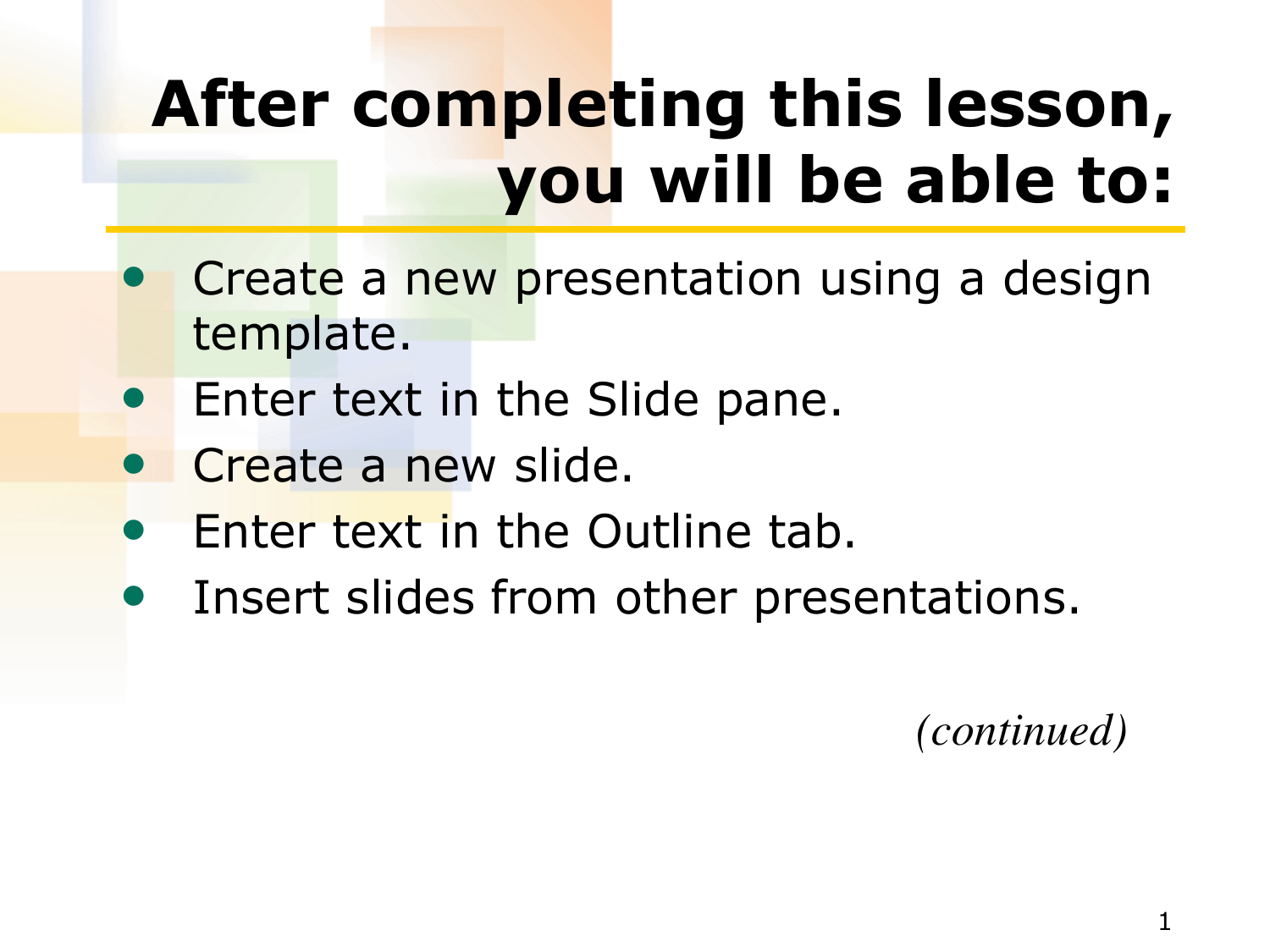# After completing this lesson, you will be able to:

- Create a new presentation using a design template.
- Enter text in the Slide pane.
- Create a new slide.
- Enter text in the Outline tab.
- Insert slides from other presentations.

*(continued)*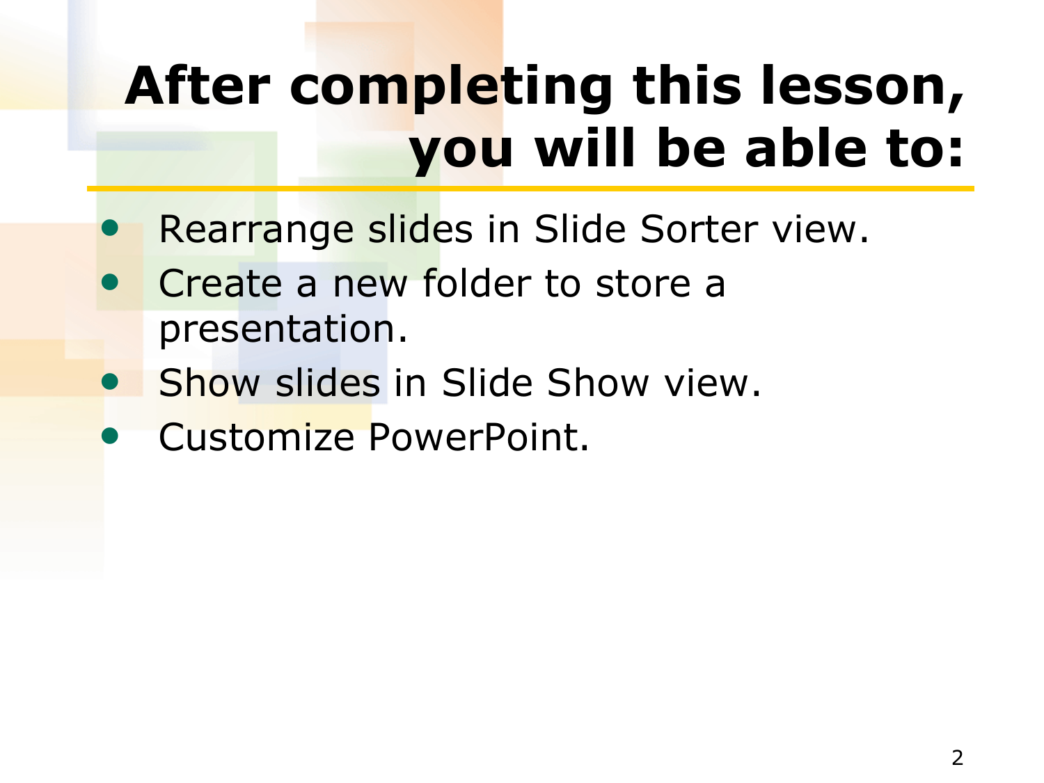# After completing this lesson, you will be able to:

- Rearrange slides in Slide Sorter view.
- Create a new folder to store a presentation.
- Show slides in Slide Show view.
- Customize PowerPoint.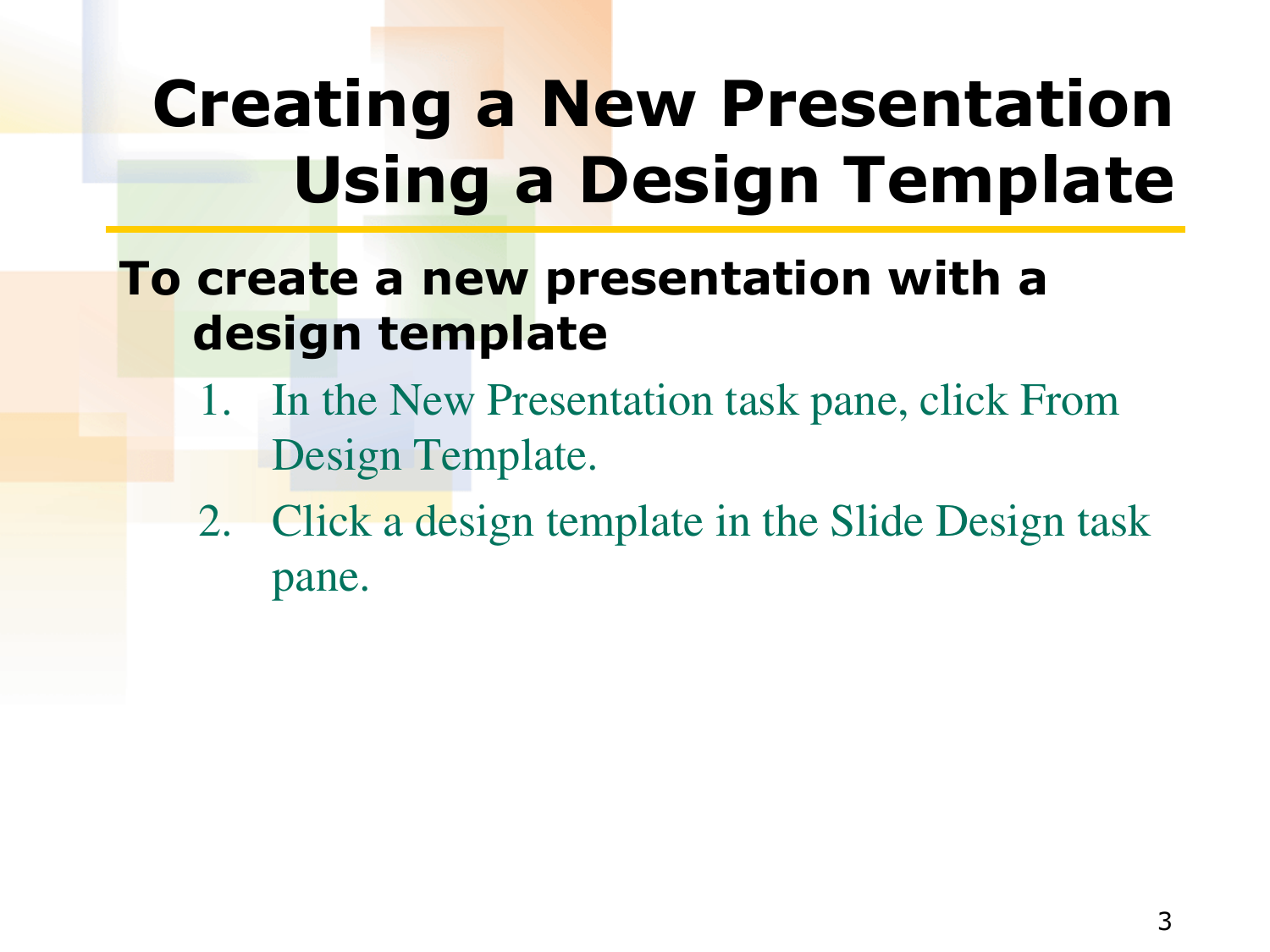# Creating a New Presentation Using a Design Template

**To create a new presentation with a design template**

1. In the New Presentation task pane, click From Design Template.
2. Click a design template in the Slide Design task pane.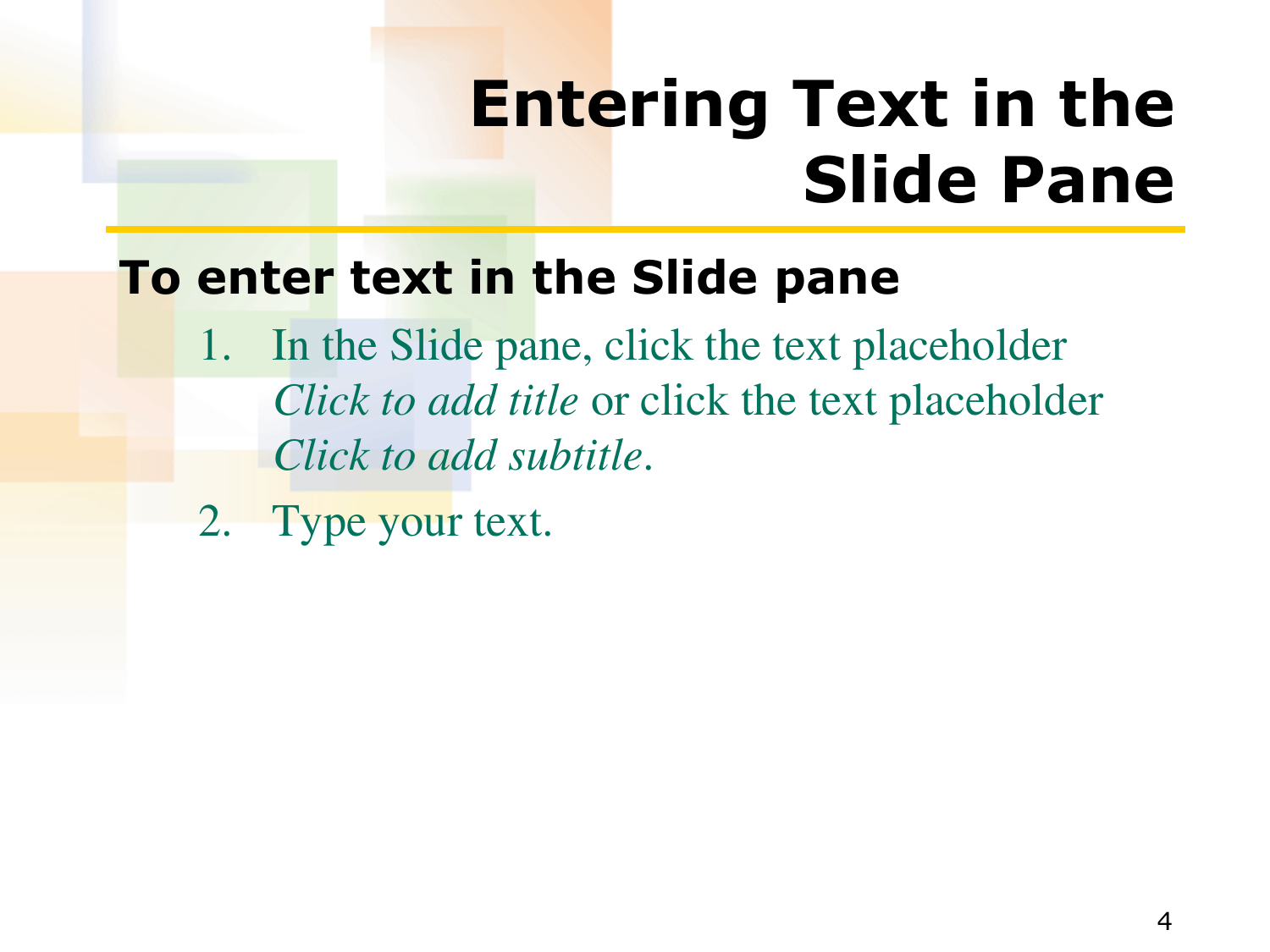# Entering Text in the Slide Pane

**To enter text in the Slide pane**

1. In the Slide pane, click the text placeholder *Click to add title* or click the text placeholder *Click to add subtitle*.
2. Type your text.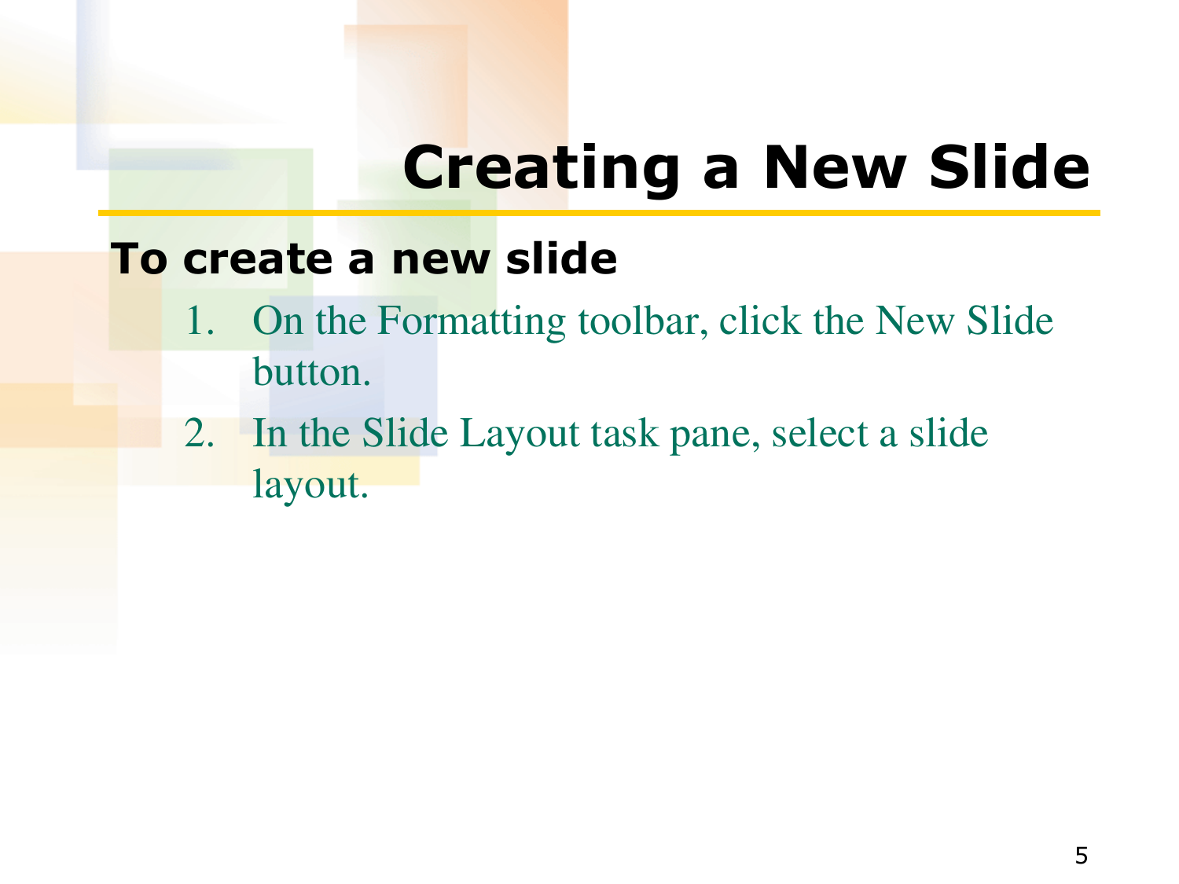# Creating a New Slide

**To create a new slide**

1. On the Formatting toolbar, click the New Slide button.
2. In the Slide Layout task pane, select a slide layout.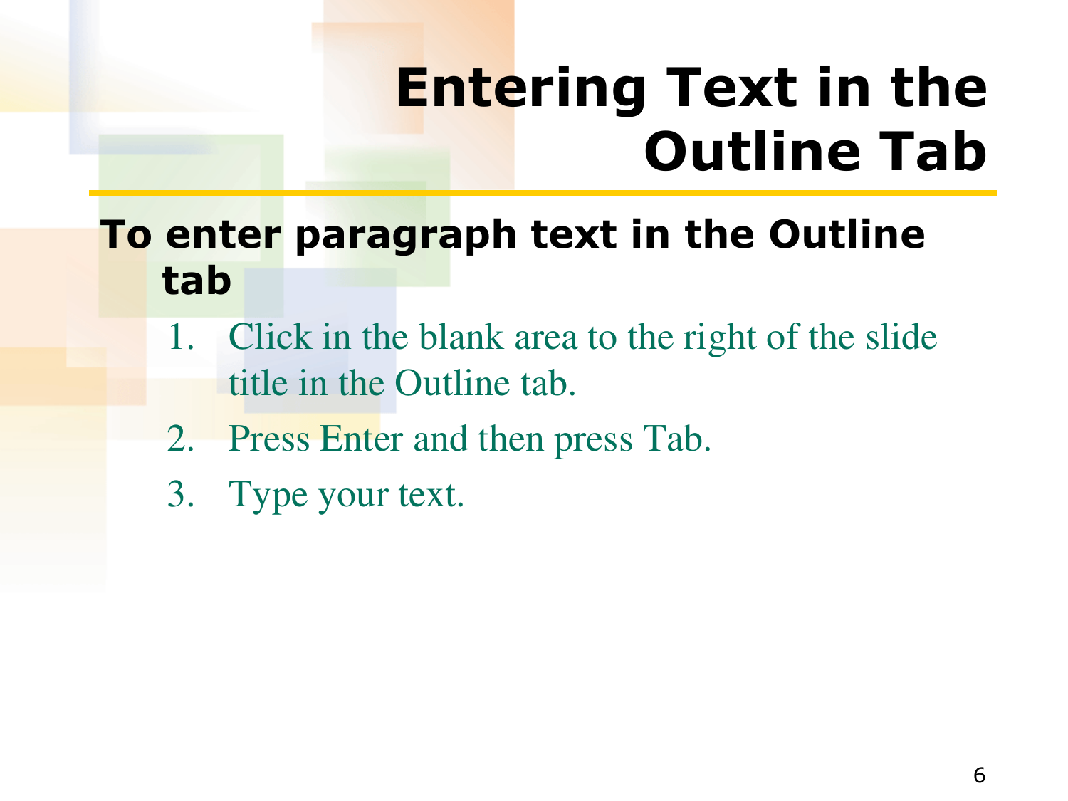# Entering Text in the Outline Tab

**To enter paragraph text in the Outline tab**

1. Click in the blank area to the right of the slide title in the Outline tab.
2. Press Enter and then press Tab.
3. Type your text.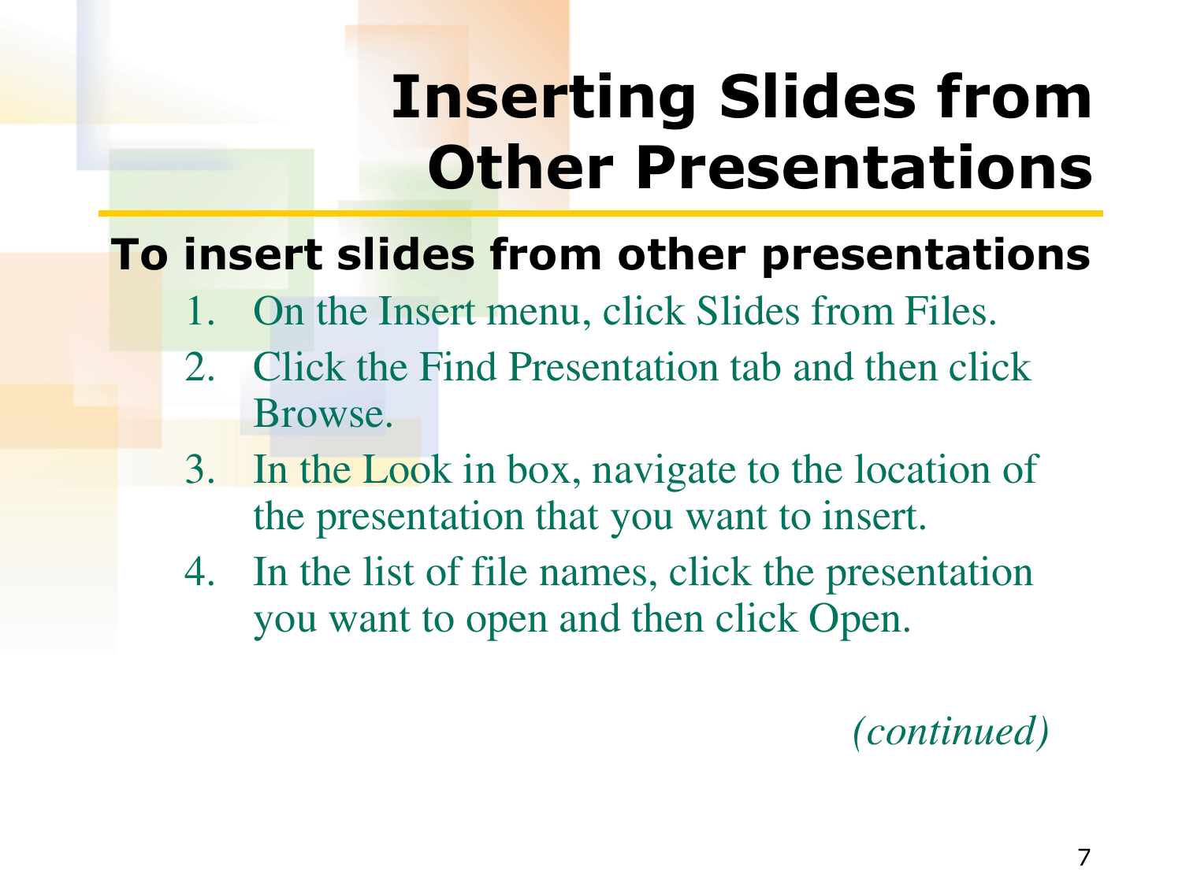# Inserting Slides from Other Presentations

**To insert slides from other presentations**

1. On the Insert menu, click Slides from Files.
2. Click the Find Presentation tab and then click Browse.
3. In the Look in box, navigate to the location of the presentation that you want to insert.
4. In the list of file names, click the presentation you want to open and then click Open.

*(continued)*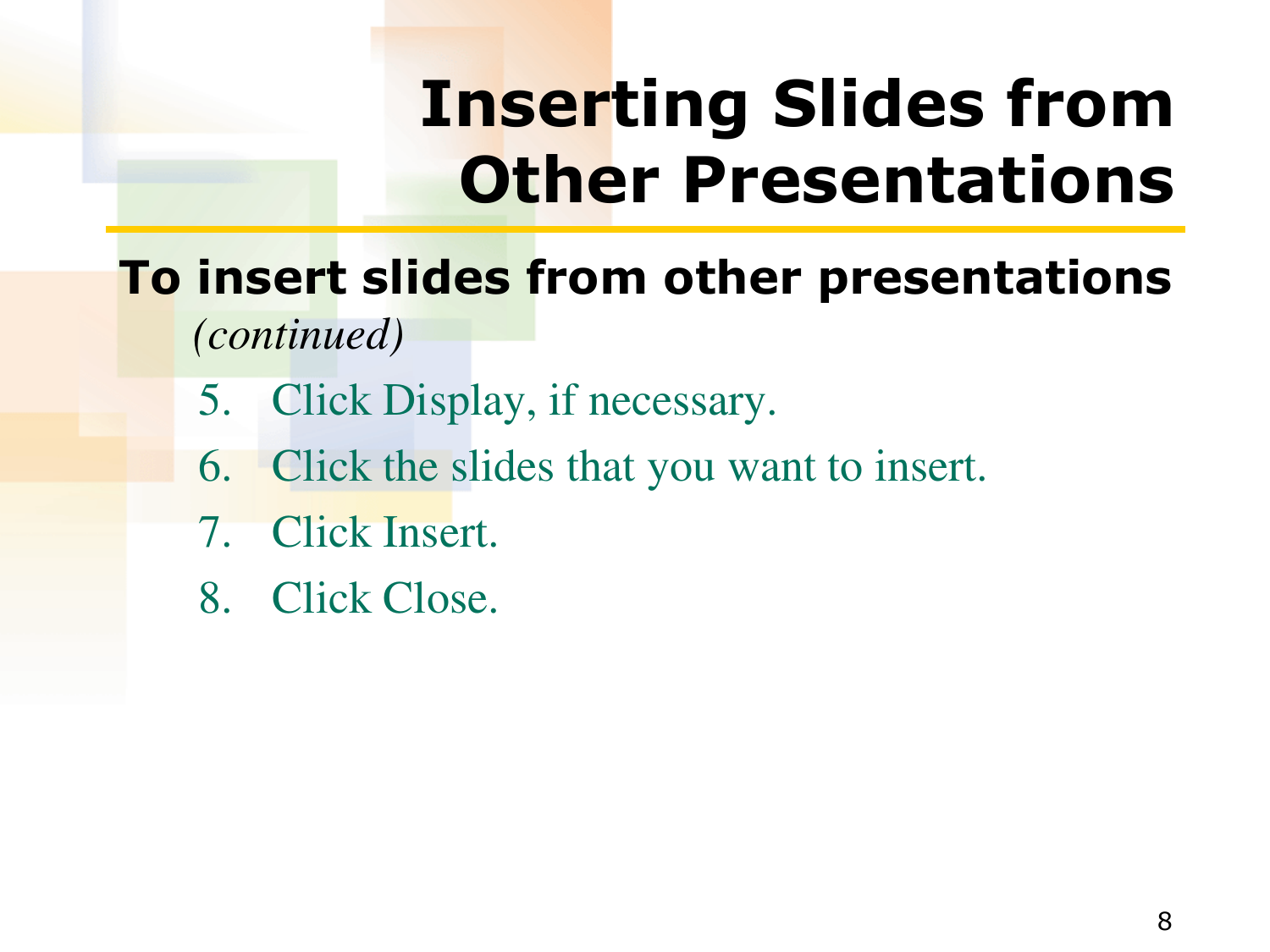# Inserting Slides from Other Presentations

**To insert slides from other presentations** *(continued)*

5. Click Display, if necessary.
6. Click the slides that you want to insert.
7. Click Insert.
8. Click Close.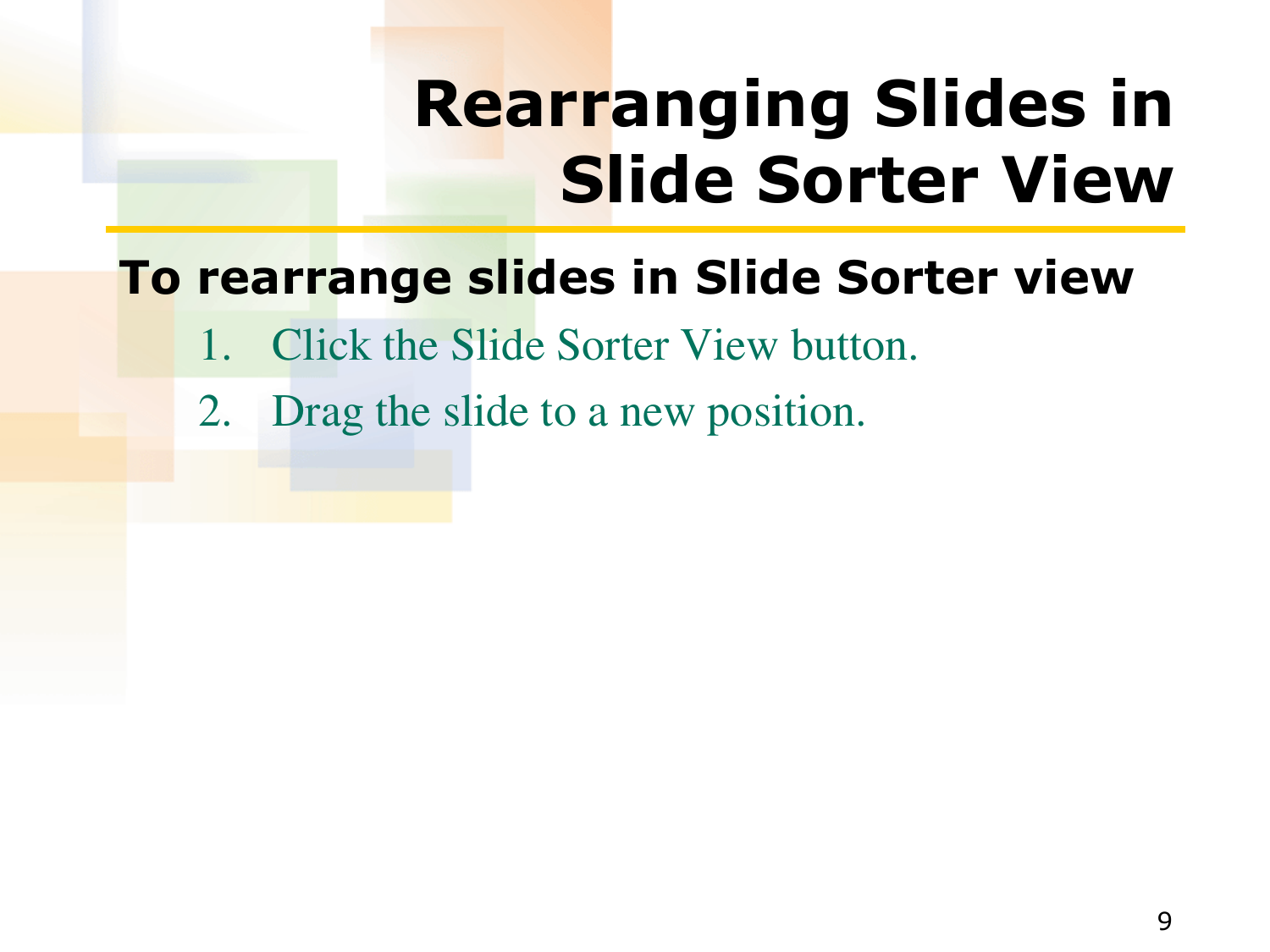# Rearranging Slides in Slide Sorter View

**To rearrange slides in Slide Sorter view**

1. Click the Slide Sorter View button.
2. Drag the slide to a new position.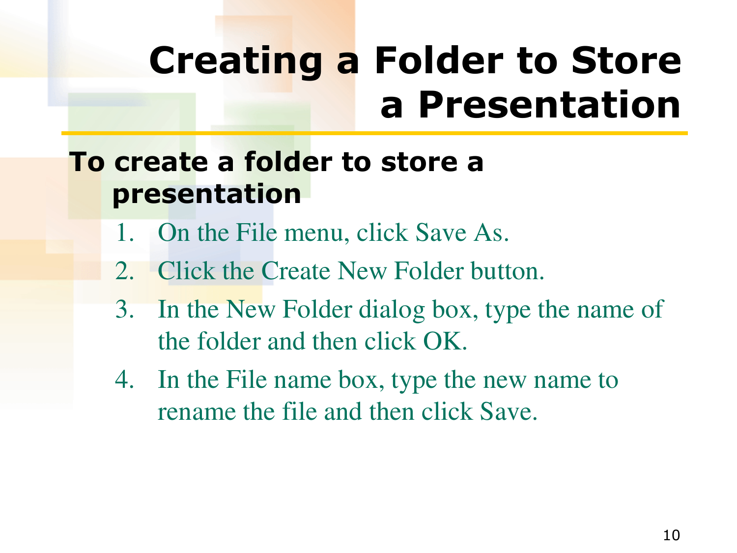# Creating a Folder to Store a Presentation

**To create a folder to store a presentation**

1. On the File menu, click Save As.
2. Click the Create New Folder button.
3. In the New Folder dialog box, type the name of the folder and then click OK.
4. In the File name box, type the new name to rename the file and then click Save.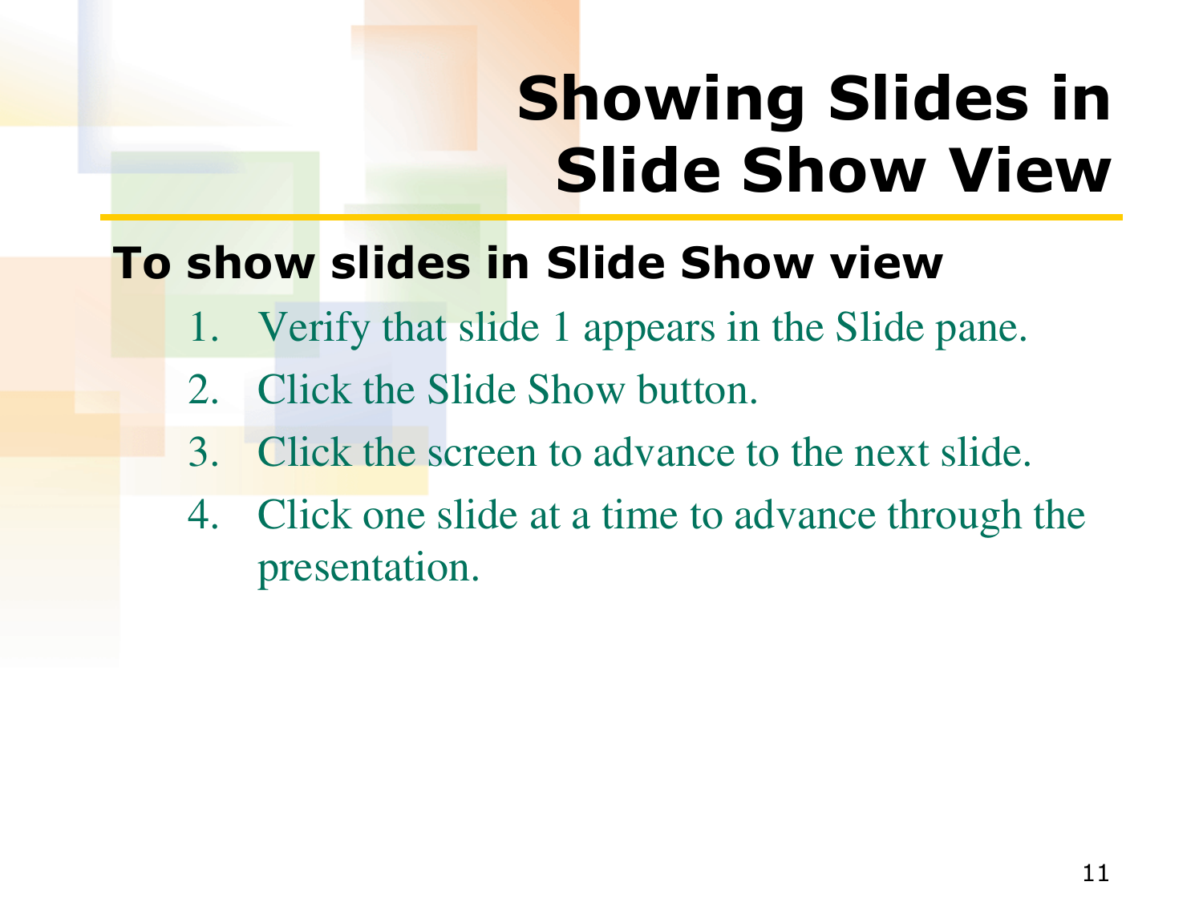# Showing Slides in Slide Show View

**To show slides in Slide Show view**

1. Verify that slide 1 appears in the Slide pane.
2. Click the Slide Show button.
3. Click the screen to advance to the next slide.
4. Click one slide at a time to advance through the presentation.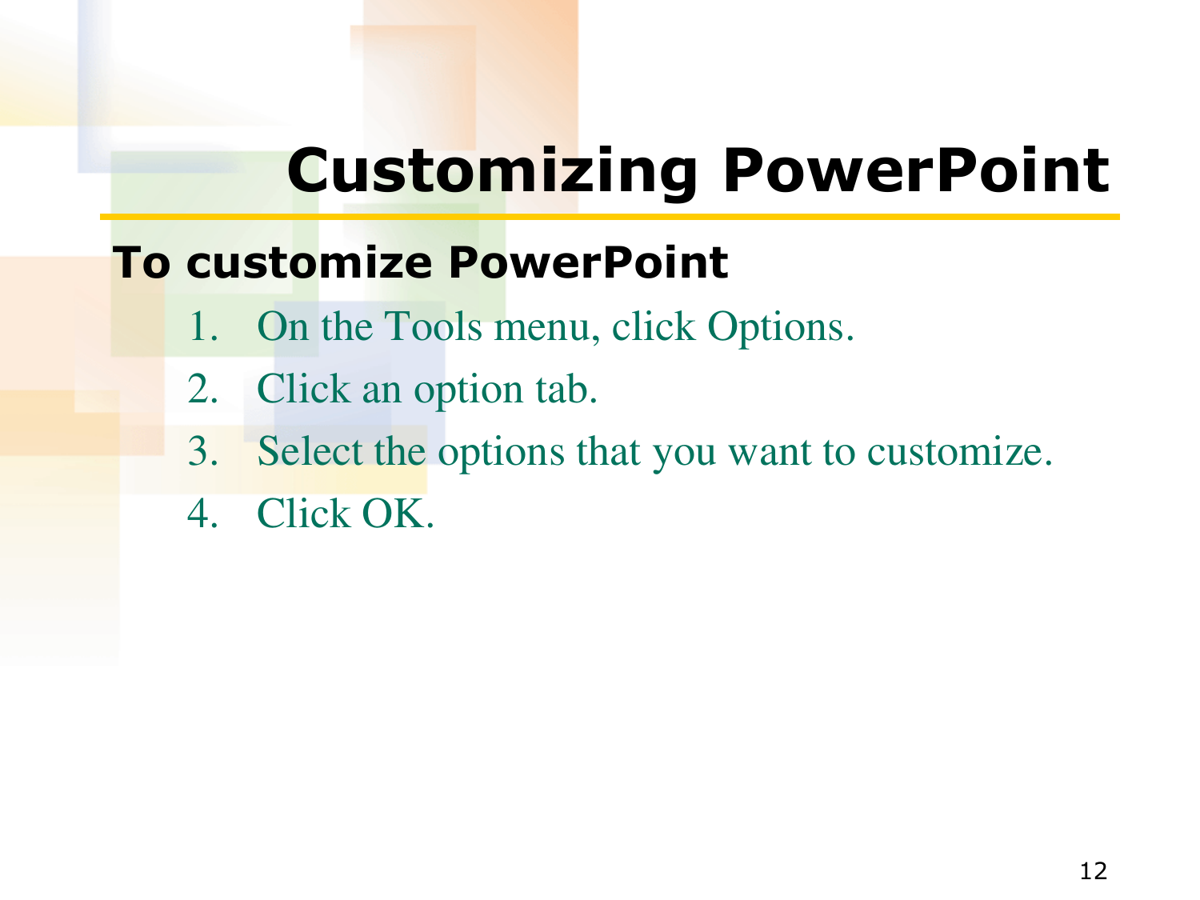# Customizing PowerPoint

**To customize PowerPoint**

1. On the Tools menu, click Options.
2. Click an option tab.
3. Select the options that you want to customize.
4. Click OK.